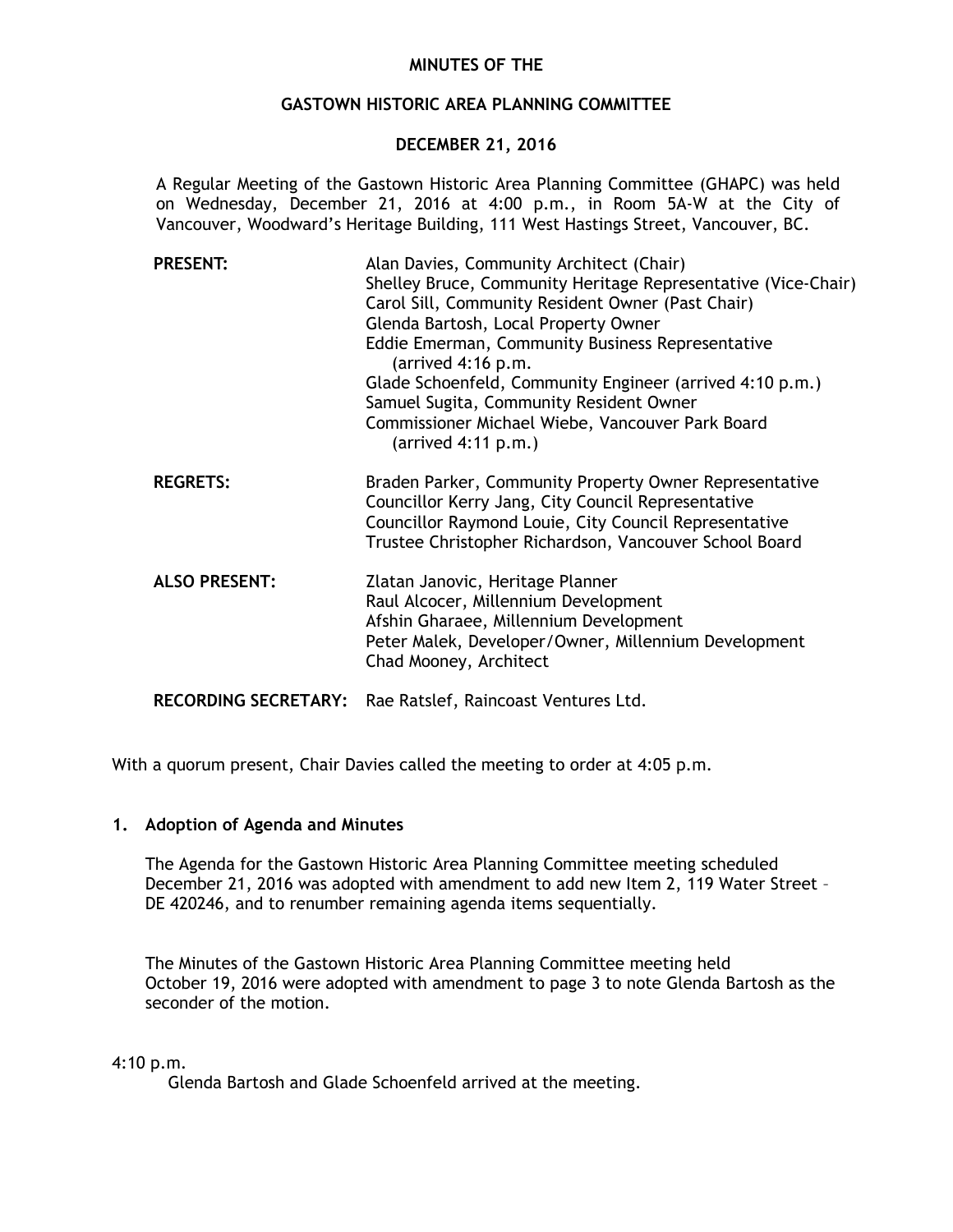# MINUTES OF THE

## GASTOWN HISTORIC AREA PLANNING COMMITTEE

## DECEMBER 21, 2016

A Regular Meeting of the Gastown Historic Area Planning Committee (GHAPC) was held on Wednesday, December 21, 2016 at 4:00 p.m., in Room 5A-W at the City of Vancouver, Woodward's Heritage Building, 111 West Hastings Street, Vancouver, BC.

| | |
|---|---|
| **PRESENT:** | Alan Davies, Community Architect (Chair)<br>Shelley Bruce, Community Heritage Representative (Vice-Chair)<br>Carol Sill, Community Resident Owner (Past Chair)<br>Glenda Bartosh, Local Property Owner<br>Eddie Emerman, Community Business Representative (arrived 4:16 p.m.<br>Glade Schoenfeld, Community Engineer (arrived 4:10 p.m.)<br>Samuel Sugita, Community Resident Owner<br>Commissioner Michael Wiebe, Vancouver Park Board (arrived 4:11 p.m.) |
| **REGRETS:** | Braden Parker, Community Property Owner Representative<br>Councillor Kerry Jang, City Council Representative<br>Councillor Raymond Louie, City Council Representative<br>Trustee Christopher Richardson, Vancouver School Board |
| **ALSO PRESENT:** | Zlatan Janovic, Heritage Planner<br>Raul Alcocer, Millennium Development<br>Afshin Gharaee, Millennium Development<br>Peter Malek, Developer/Owner, Millennium Development<br>Chad Mooney, Architect |
| **RECORDING SECRETARY:** | Rae Ratslef, Raincoast Ventures Ltd. |

With a quorum present, Chair Davies called the meeting to order at 4:05 p.m.

### 1. Adoption of Agenda and Minutes

The Agenda for the Gastown Historic Area Planning Committee meeting scheduled December 21, 2016 was adopted with amendment to add new Item 2, 119 Water Street – DE 420246, and to renumber remaining agenda items sequentially.

The Minutes of the Gastown Historic Area Planning Committee meeting held October 19, 2016 were adopted with amendment to page 3 to note Glenda Bartosh as the seconder of the motion.

4:10 p.m.
Glenda Bartosh and Glade Schoenfeld arrived at the meeting.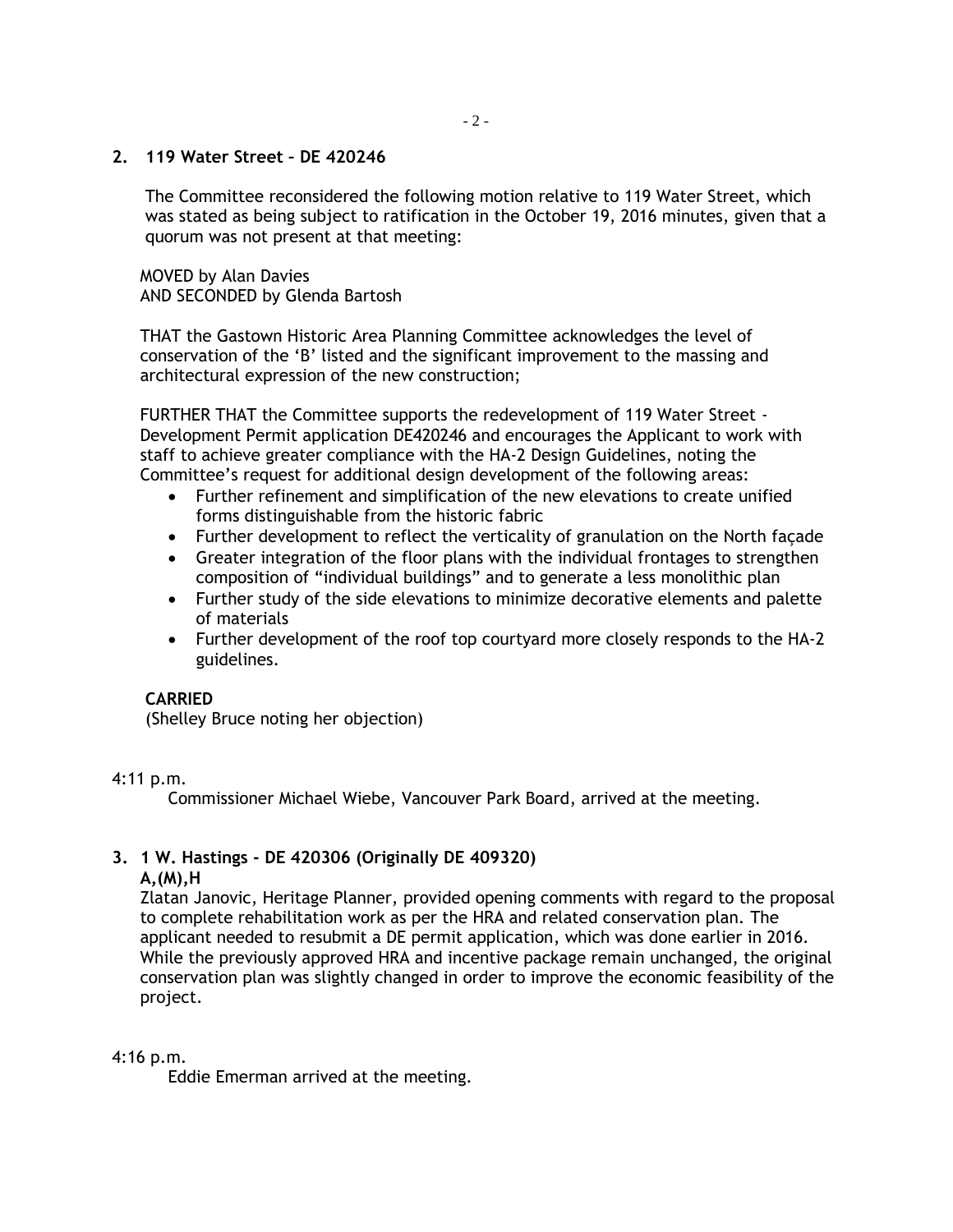## 2. 119 Water Street – DE 420246

The Committee reconsidered the following motion relative to 119 Water Street, which was stated as being subject to ratification in the October 19, 2016 minutes, given that a quorum was not present at that meeting:

MOVED by Alan Davies
AND SECONDED by Glenda Bartosh

THAT the Gastown Historic Area Planning Committee acknowledges the level of conservation of the 'B' listed and the significant improvement to the massing and architectural expression of the new construction;

FURTHER THAT the Committee supports the redevelopment of 119 Water Street - Development Permit application DE420246 and encourages the Applicant to work with staff to achieve greater compliance with the HA-2 Design Guidelines, noting the Committee's request for additional design development of the following areas:

- Further refinement and simplification of the new elevations to create unified forms distinguishable from the historic fabric
- Further development to reflect the verticality of granulation on the North façade
- Greater integration of the floor plans with the individual frontages to strengthen composition of "individual buildings" and to generate a less monolithic plan
- Further study of the side elevations to minimize decorative elements and palette of materials
- Further development of the roof top courtyard more closely responds to the HA-2 guidelines.

**CARRIED**
(Shelley Bruce noting her objection)

4:11 p.m.
Commissioner Michael Wiebe, Vancouver Park Board, arrived at the meeting.

## 3. 1 W. Hastings - DE 420306 (Originally DE 409320)

**A,(M),H**

Zlatan Janovic, Heritage Planner, provided opening comments with regard to the proposal to complete rehabilitation work as per the HRA and related conservation plan. The applicant needed to resubmit a DE permit application, which was done earlier in 2016. While the previously approved HRA and incentive package remain unchanged, the original conservation plan was slightly changed in order to improve the economic feasibility of the project.

4:16 p.m.
Eddie Emerman arrived at the meeting.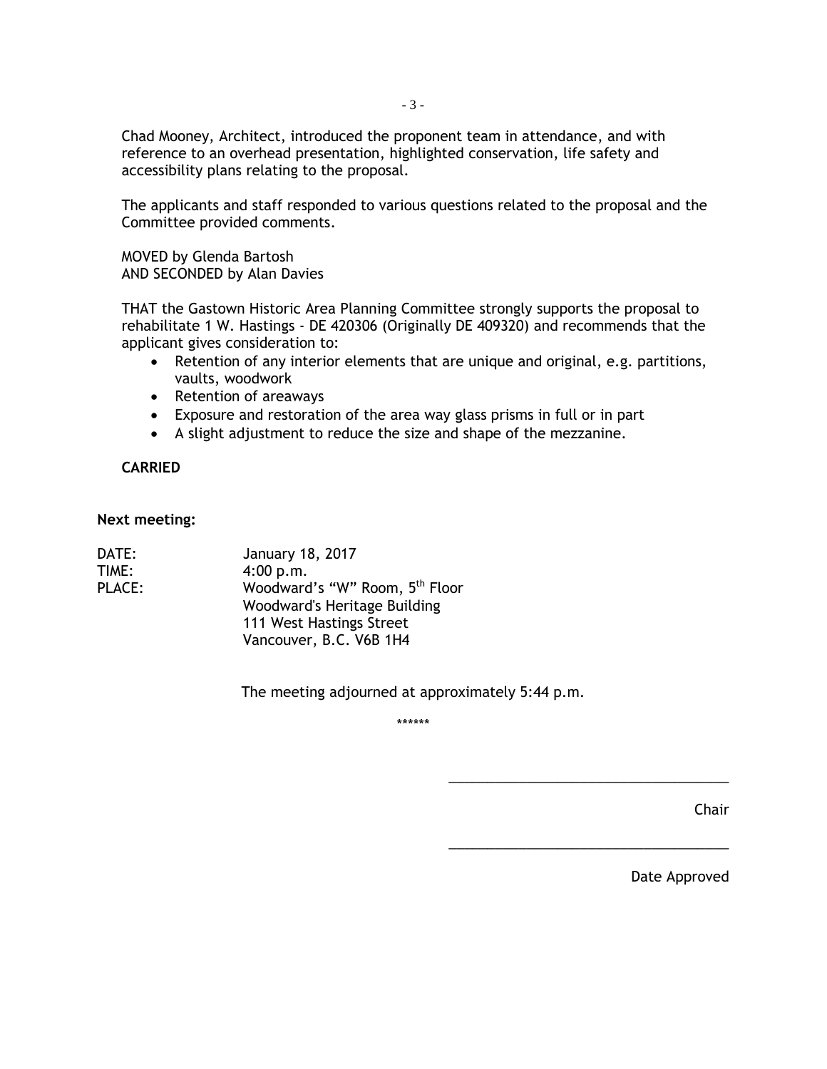Chad Mooney, Architect, introduced the proponent team in attendance, and with reference to an overhead presentation, highlighted conservation, life safety and accessibility plans relating to the proposal.

The applicants and staff responded to various questions related to the proposal and the Committee provided comments.

MOVED by Glenda Bartosh
AND SECONDED by Alan Davies

THAT the Gastown Historic Area Planning Committee strongly supports the proposal to rehabilitate 1 W. Hastings - DE 420306 (Originally DE 409320) and recommends that the applicant gives consideration to:

- Retention of any interior elements that are unique and original, e.g. partitions, vaults, woodwork
- Retention of areaways
- Exposure and restoration of the area way glass prisms in full or in part
- A slight adjustment to reduce the size and shape of the mezzanine.

**CARRIED**

**Next meeting:**

DATE: January 18, 2017
TIME: 4:00 p.m.
PLACE: Woodward's "W" Room, 5th Floor
Woodward's Heritage Building
111 West Hastings Street
Vancouver, B.C. V6B 1H4

The meeting adjourned at approximately 5:44 p.m.

******

\_\_\_\_\_\_\_\_\_\_\_\_\_\_\_\_\_\_\_\_\_\_\_\_\_\_\_\_\_\_\_\_\_\_\_\_

Chair

\_\_\_\_\_\_\_\_\_\_\_\_\_\_\_\_\_\_\_\_\_\_\_\_\_\_\_\_\_\_\_\_\_\_\_\_

Date Approved